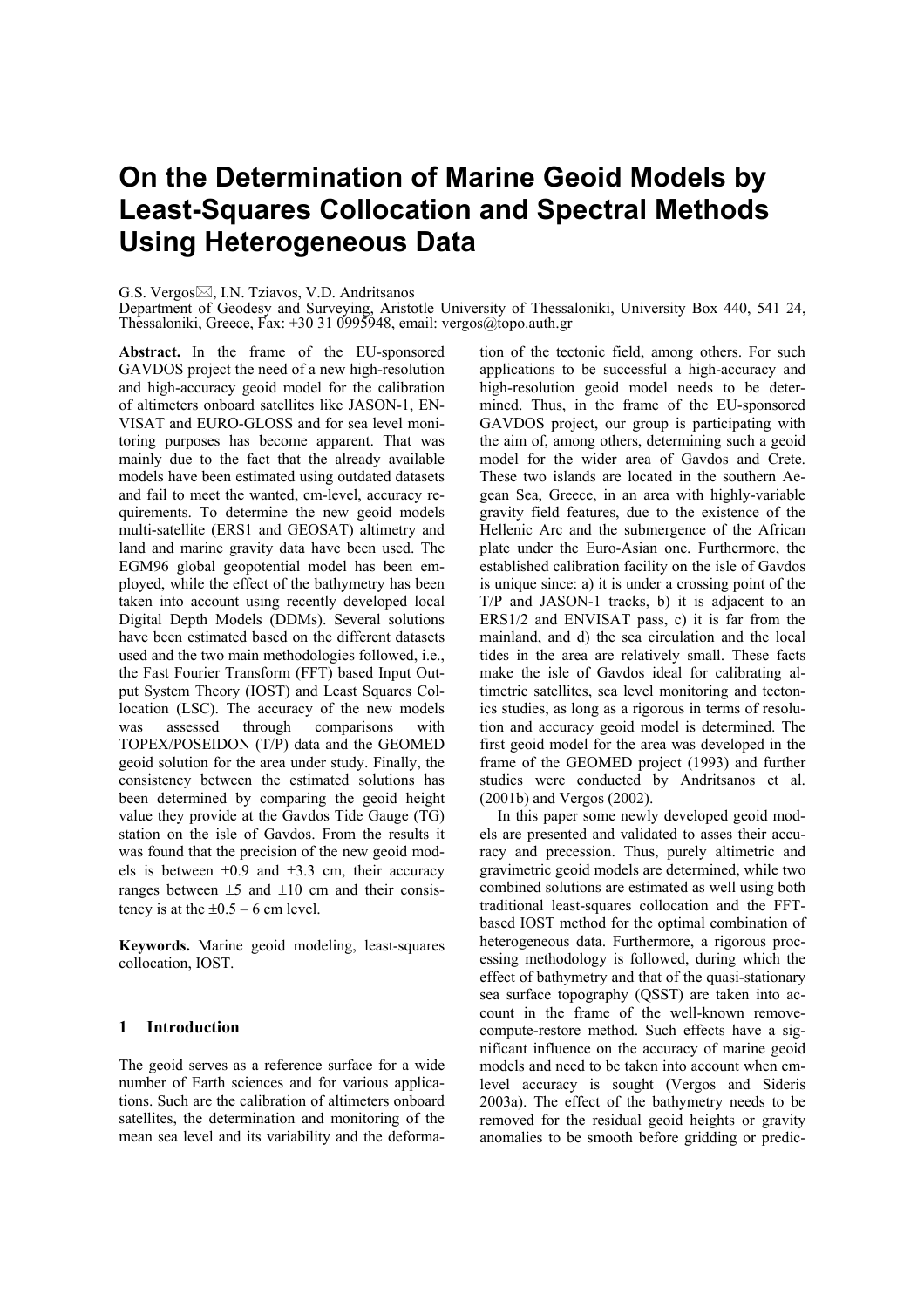# On the Determination of Marine Geoid Models by Least-Squares Collocation and Spectral Methods Using Heterogeneous Data

G.S. Vergos✉, I.N. Tziavos, V.D. Andritsanos
Department of Geodesy and Surveying, Aristotle University of Thessaloniki, University Box 440, 541 24, Thessaloniki, Greece, Fax: +30 31 0995948, email: vergos@topo.auth.gr

**Abstract.** In the frame of the EU-sponsored GAVDOS project the need of a new high-resolution and high-accuracy geoid model for the calibration of altimeters onboard satellites like JASON-1, ENVISAT and EURO-GLOSS and for sea level monitoring purposes has become apparent. That was mainly due to the fact that the already available models have been estimated using outdated datasets and fail to meet the wanted, cm-level, accuracy requirements. To determine the new geoid models multi-satellite (ERS1 and GEOSAT) altimetry and land and marine gravity data have been used. The EGM96 global geopotential model has been employed, while the effect of the bathymetry has been taken into account using recently developed local Digital Depth Models (DDMs). Several solutions have been estimated based on the different datasets used and the two main methodologies followed, i.e., the Fast Fourier Transform (FFT) based Input Output System Theory (IOST) and Least Squares Collocation (LSC). The accuracy of the new models was assessed through comparisons with TOPEX/POSEIDON (T/P) data and the GEOMED geoid solution for the area under study. Finally, the consistency between the estimated solutions has been determined by comparing the geoid height value they provide at the Gavdos Tide Gauge (TG) station on the isle of Gavdos. From the results it was found that the precision of the new geoid models is between ±0.9 and ±3.3 cm, their accuracy ranges between ±5 and ±10 cm and their consistency is at the ±0.5 – 6 cm level.

**Keywords.** Marine geoid modeling, least-squares collocation, IOST.

## 1 Introduction

The geoid serves as a reference surface for a wide number of Earth sciences and for various applications. Such are the calibration of altimeters onboard satellites, the determination and monitoring of the mean sea level and its variability and the deformation of the tectonic field, among others. For such applications to be successful a high-accuracy and high-resolution geoid model needs to be determined. Thus, in the frame of the EU-sponsored GAVDOS project, our group is participating with the aim of, among others, determining such a geoid model for the wider area of Gavdos and Crete. These two islands are located in the southern Aegean Sea, Greece, in an area with highly-variable gravity field features, due to the existence of the Hellenic Arc and the submergence of the African plate under the Euro-Asian one. Furthermore, the established calibration facility on the isle of Gavdos is unique since: a) it is under a crossing point of the T/P and JASON-1 tracks, b) it is adjacent to an ERS1/2 and ENVISAT pass, c) it is far from the mainland, and d) the sea circulation and the local tides in the area are relatively small. These facts make the isle of Gavdos ideal for calibrating altimetric satellites, sea level monitoring and tectonics studies, as long as a rigorous in terms of resolution and accuracy geoid model is determined. The first geoid model for the area was developed in the frame of the GEOMED project (1993) and further studies were conducted by Andritsanos et al. (2001b) and Vergos (2002).

In this paper some newly developed geoid models are presented and validated to asses their accuracy and precession. Thus, purely altimetric and gravimetric geoid models are determined, while two combined solutions are estimated as well using both traditional least-squares collocation and the FFT-based IOST method for the optimal combination of heterogeneous data. Furthermore, a rigorous processing methodology is followed, during which the effect of bathymetry and that of the quasi-stationary sea surface topography (QSST) are taken into account in the frame of the well-known remove-compute-restore method. Such effects have a significant influence on the accuracy of marine geoid models and need to be taken into account when cm-level accuracy is sought (Vergos and Sideris 2003a). The effect of the bathymetry needs to be removed for the residual geoid heights or gravity anomalies to be smooth before gridding or predic-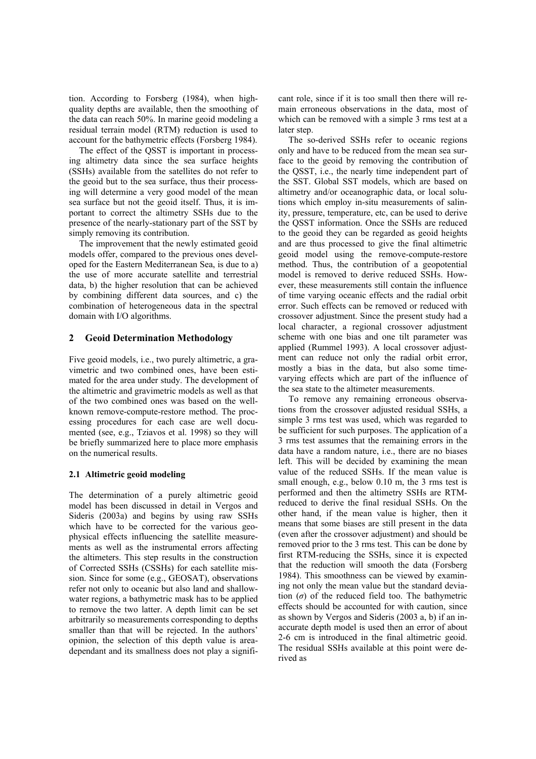tion. According to Forsberg (1984), when high-quality depths are available, then the smoothing of the data can reach 50%. In marine geoid modeling a residual terrain model (RTM) reduction is used to account for the bathymetric effects (Forsberg 1984).

The effect of the QSST is important in processing altimetry data since the sea surface heights (SSHs) available from the satellites do not refer to the geoid but to the sea surface, thus their processing will determine a very good model of the mean sea surface but not the geoid itself. Thus, it is important to correct the altimetry SSHs due to the presence of the nearly-stationary part of the SST by simply removing its contribution.

The improvement that the newly estimated geoid models offer, compared to the previous ones developed for the Eastern Mediterranean Sea, is due to a) the use of more accurate satellite and terrestrial data, b) the higher resolution that can be achieved by combining different data sources, and c) the combination of heterogeneous data in the spectral domain with I/O algorithms.

## 2 Geoid Determination Methodology

Five geoid models, i.e., two purely altimetric, a gravimetric and two combined ones, have been estimated for the area under study. The development of the altimetric and gravimetric models as well as that of the two combined ones was based on the well-known remove-compute-restore method. The processing procedures for each case are well documented (see, e.g., Tziavos et al. 1998) so they will be briefly summarized here to place more emphasis on the numerical results.

### 2.1 Altimetric geoid modeling

The determination of a purely altimetric geoid model has been discussed in detail in Vergos and Sideris (2003a) and begins by using raw SSHs which have to be corrected for the various geophysical effects influencing the satellite measurements as well as the instrumental errors affecting the altimeters. This step results in the construction of Corrected SSHs (CSSHs) for each satellite mission. Since for some (e.g., GEOSAT), observations refer not only to oceanic but also land and shallow-water regions, a bathymetric mask has to be applied to remove the two latter. A depth limit can be set arbitrarily so measurements corresponding to depths smaller than that will be rejected. In the authors' opinion, the selection of this depth value is area-dependant and its smallness does not play a significant role, since if it is too small then there will remain erroneous observations in the data, most of which can be removed with a simple 3 rms test at a later step.

The so-derived SSHs refer to oceanic regions only and have to be reduced from the mean sea surface to the geoid by removing the contribution of the QSST, i.e., the nearly time independent part of the SST. Global SST models, which are based on altimetry and/or oceanographic data, or local solutions which employ in-situ measurements of salinity, pressure, temperature, etc, can be used to derive the QSST information. Once the SSHs are reduced to the geoid they can be regarded as geoid heights and are thus processed to give the final altimetric geoid model using the remove-compute-restore method. Thus, the contribution of a geopotential model is removed to derive reduced SSHs. However, these measurements still contain the influence of time varying oceanic effects and the radial orbit error. Such effects can be removed or reduced with crossover adjustment. Since the present study had a local character, a regional crossover adjustment scheme with one bias and one tilt parameter was applied (Rummel 1993). A local crossover adjustment can reduce not only the radial orbit error, mostly a bias in the data, but also some time-varying effects which are part of the influence of the sea state to the altimeter measurements.

To remove any remaining erroneous observations from the crossover adjusted residual SSHs, a simple 3 rms test was used, which was regarded to be sufficient for such purposes. The application of a 3 rms test assumes that the remaining errors in the data have a random nature, i.e., there are no biases left. This will be decided by examining the mean value of the reduced SSHs. If the mean value is small enough, e.g., below 0.10 m, the 3 rms test is performed and then the altimetry SSHs are RTM-reduced to derive the final residual SSHs. On the other hand, if the mean value is higher, then it means that some biases are still present in the data (even after the crossover adjustment) and should be removed prior to the 3 rms test. This can be done by first RTM-reducing the SSHs, since it is expected that the reduction will smooth the data (Forsberg 1984). This smoothness can be viewed by examining not only the mean value but the standard deviation ($\sigma$) of the reduced field too. The bathymetric effects should be accounted for with caution, since as shown by Vergos and Sideris (2003 a, b) if an inaccurate depth model is used then an error of about 2-6 cm is introduced in the final altimetric geoid. The residual SSHs available at this point were derived as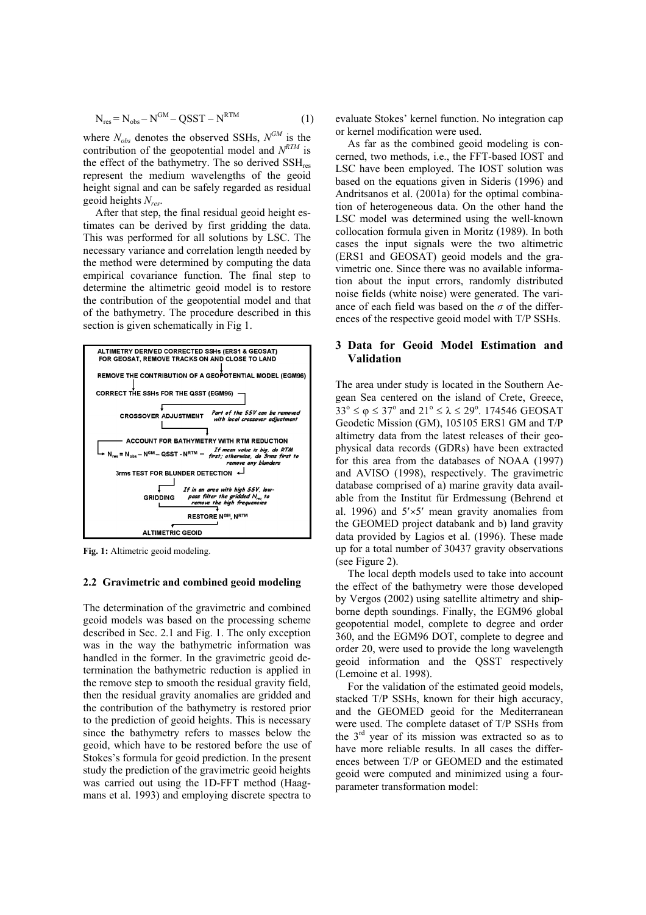$$N_{res} = N_{obs} - N^{GM} - QSST - N^{RTM} \qquad (1)$$

where $N_{obs}$ denotes the observed SSHs, $N^{GM}$ is the contribution of the geopotential model and $N^{RTM}$ is the effect of the bathymetry. The so derived $SSH_{res}$ represent the medium wavelengths of the geoid height signal and can be safely regarded as residual geoid heights $N_{res}$.

After that step, the final residual geoid height estimates can be derived by first gridding the data. This was performed for all solutions by LSC. The necessary variance and correlation length needed by the method were determined by computing the data empirical covariance function. The final step to determine the altimetric geoid model is to restore the contribution of the geopotential model and that of the bathymetry. The procedure described in this section is given schematically in Fig 1.

ALTIMETRY DERIVED CORRECTED SSHs (ERS1 & GEOSAT)
FOR GEOSAT, REMOVE TRACKS ON AND CLOSE TO LAND

REMOVE THE CONTRIBUTION OF A GEOPOTENTIAL MODEL (EGM96)

CORRECT THE SSHs FOR THE QSST (EGM96)

CROSSOVER ADJUSTMENT — *Part of the SSV can be removed with local crossover adjustment*

ACCOUNT FOR BATHYMETRY WITH RTM REDUCTION

$N_{res} = N_{obs} - N^{GM} - QSST - N^{RTM}$ — *If mean value is big, do RTM first; otherwise, do 3rms first to remove any blunders*

3rms TEST FOR BLUNDER DETECTION

GRIDDING — *If in an area with high SSV, low-pass filter the gridded $N_{res}$ to remove the high frequencies*

RESTORE $N^{GM}$, $N^{RTM}$

ALTIMETRIC GEOID

**Fig. 1:** Altimetric geoid modeling.

### 2.2 Gravimetric and combined geoid modeling

The determination of the gravimetric and combined geoid models was based on the processing scheme described in Sec. 2.1 and Fig. 1. The only exception was in the way the bathymetric information was handled in the former. In the gravimetric geoid determination the bathymetric reduction is applied in the remove step to smooth the residual gravity field, then the residual gravity anomalies are gridded and the contribution of the bathymetry is restored prior to the prediction of geoid heights. This is necessary since the bathymetry refers to masses below the geoid, which have to be restored before the use of Stokes's formula for geoid prediction. In the present study the prediction of the gravimetric geoid heights was carried out using the 1D-FFT method (Haagmans et al. 1993) and employing discrete spectra to evaluate Stokes' kernel function. No integration cap or kernel modification were used.

As far as the combined geoid modeling is concerned, two methods, i.e., the FFT-based IOST and LSC have been employed. The IOST solution was based on the equations given in Sideris (1996) and Andritsanos et al. (2001a) for the optimal combination of heterogeneous data. On the other hand the LSC model was determined using the well-known collocation formula given in Moritz (1989). In both cases the input signals were the two altimetric (ERS1 and GEOSAT) geoid models and the gravimetric one. Since there was no available information about the input errors, randomly distributed noise fields (white noise) were generated. The variance of each field was based on the $\sigma$ of the differences of the respective geoid model with T/P SSHs.

## 3 Data for Geoid Model Estimation and Validation

The area under study is located in the Southern Aegean Sea centered on the island of Crete, Greece, $33^{o} \leq \varphi \leq 37^{o}$ and $21^{o} \leq \lambda \leq 29^{o}$. 174546 GEOSAT Geodetic Mission (GM), 105105 ERS1 GM and T/P altimetry data from the latest releases of their geophysical data records (GDRs) have been extracted for this area from the databases of NOAA (1997) and AVISO (1998), respectively. The gravimetric database comprised of a) marine gravity data available from the Institut für Erdmessung (Behrend et al. 1996) and $5' \times 5'$ mean gravity anomalies from the GEOMED project databank and b) land gravity data provided by Lagios et al. (1996). These made up for a total number of 30437 gravity observations (see Figure 2).

The local depth models used to take into account the effect of the bathymetry were those developed by Vergos (2002) using satellite altimetry and shipborne depth soundings. Finally, the EGM96 global geopotential model, complete to degree and order 360, and the EGM96 DOT, complete to degree and order 20, were used to provide the long wavelength geoid information and the QSST respectively (Lemoine et al. 1998).

For the validation of the estimated geoid models, stacked T/P SSHs, known for their high accuracy, and the GEOMED geoid for the Mediterranean were used. The complete dataset of T/P SSHs from the 3rd year of its mission was extracted so as to have more reliable results. In all cases the differences between T/P or GEOMED and the estimated geoid were computed and minimized using a four-parameter transformation model: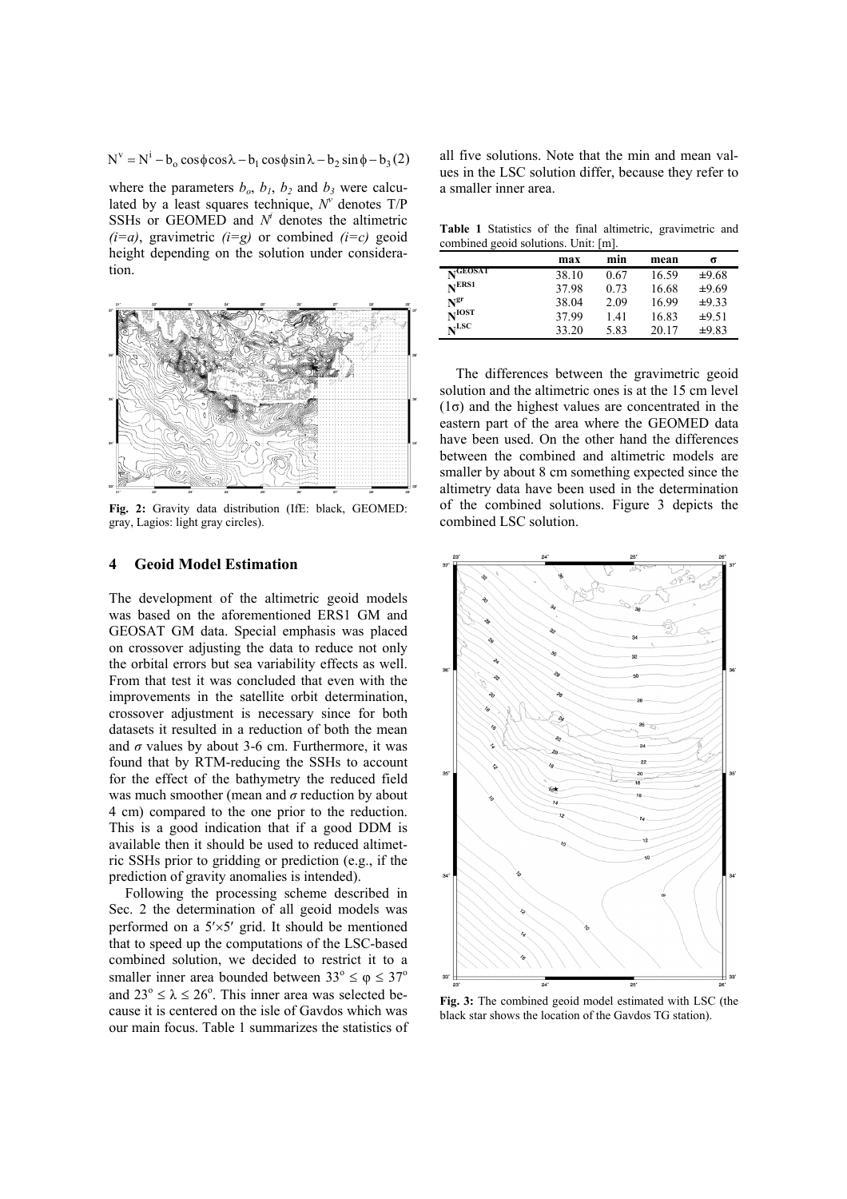$$N^v = N^i - b_o \cos\phi \cos\lambda - b_1 \cos\phi \sin\lambda - b_2 \sin\phi - b_3 \quad (2)$$

where the parameters $b_o$, $b_1$, $b_2$ and $b_3$ were calculated by a least squares technique, $N^v$ denotes T/P SSHs or GEOMED and $N^i$ denotes the altimetric *(i=a)*, gravimetric *(i=g)* or combined *(i=c)* geoid height depending on the solution under consideration.

**Fig. 2:** Gravity data distribution (IfE: black, GEOMED: gray, Lagios: light gray circles).

## 4 Geoid Model Estimation

The development of the altimetric geoid models was based on the aforementioned ERS1 GM and GEOSAT GM data. Special emphasis was placed on crossover adjusting the data to reduce not only the orbital errors but sea variability effects as well. From that test it was concluded that even with the improvements in the satellite orbit determination, crossover adjustment is necessary since for both datasets it resulted in a reduction of both the mean and $\sigma$ values by about 3-6 cm. Furthermore, it was found that by RTM-reducing the SSHs to account for the effect of the bathymetry the reduced field was much smoother (mean and $\sigma$ reduction by about 4 cm) compared to the one prior to the reduction. This is a good indication that if a good DDM is available then it should be used to reduced altimetric SSHs prior to gridding or prediction (e.g., if the prediction of gravity anomalies is intended).

Following the processing scheme described in Sec. 2 the determination of all geoid models was performed on a $5'\times5'$ grid. It should be mentioned that to speed up the computations of the LSC-based combined solution, we decided to restrict it to a smaller inner area bounded between $33^o \leq \varphi \leq 37^o$ and $23^o \leq \lambda \leq 26^o$. This inner area was selected because it is centered on the isle of Gavdos which was our main focus. Table 1 summarizes the statistics of all five solutions. Note that the min and mean values in the LSC solution differ, because they refer to a smaller inner area.

**Table 1** Statistics of the final altimetric, gravimetric and combined geoid solutions. Unit: [m].

| | max | min | mean | σ |
|---|---|---|---|---|
| $N^{GEOSAT}$ | 38.10 | 0.67 | 16.59 | ±9.68 |
| $N^{ERS1}$ | 37.98 | 0.73 | 16.68 | ±9.69 |
| $N^{gr}$ | 38.04 | 2.09 | 16.99 | ±9.33 |
| $N^{IOST}$ | 37.99 | 1.41 | 16.83 | ±9.51 |
| $N^{LSC}$ | 33.20 | 5.83 | 20.17 | ±9.83 |

The differences between the gravimetric geoid solution and the altimetric ones is at the 15 cm level (1σ) and the highest values are concentrated in the eastern part of the area where the GEOMED data have been used. On the other hand the differences between the combined and altimetric models are smaller by about 8 cm something expected since the altimetry data have been used in the determination of the combined solutions. Figure 3 depicts the combined LSC solution.

**Fig. 3:** The combined geoid model estimated with LSC (the black star shows the location of the Gavdos TG station).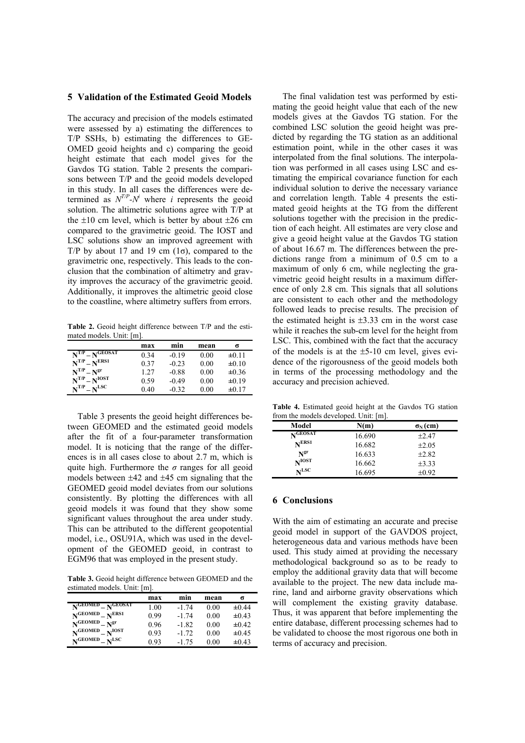## 5 Validation of the Estimated Geoid Models

The accuracy and precision of the models estimated were assessed by a) estimating the differences to T/P SSHs, b) estimating the differences to GEOMED geoid heights and c) comparing the geoid height estimate that each model gives for the Gavdos TG station. Table 2 presents the comparisons between T/P and the geoid models developed in this study. In all cases the differences were determined as $N^{T/P}$-$N^{i}$ where $i$ represents the geoid solution. The altimetric solutions agree with T/P at the ±10 cm level, which is better by about ±26 cm compared to the gravimetric geoid. The IOST and LSC solutions show an improved agreement with T/P by about 17 and 19 cm (1σ), compared to the gravimetric one, respectively. This leads to the conclusion that the combination of altimetry and gravity improves the accuracy of the gravimetric geoid. Additionally, it improves the altimetric geoid close to the coastline, where altimetry suffers from errors.

**Table 2.** Geoid height difference between T/P and the estimated models. Unit: [m].

| | max | min | mean | σ |
|---|---|---|---|---|
| $N^{T/P} - N^{GEOSAT}$ | 0.34 | -0.19 | 0.00 | ±0.11 |
| $N^{T/P} - N^{ERS1}$ | 0.37 | -0.23 | 0.00 | ±0.10 |
| $N^{T/P} - N^{gr}$ | 1.27 | -0.88 | 0.00 | ±0.36 |
| $N^{T/P} - N^{IOST}$ | 0.59 | -0.49 | 0.00 | ±0.19 |
| $N^{T/P} - N^{LSC}$ | 0.40 | -0.32 | 0.00 | ±0.17 |

Table 3 presents the geoid height differences between GEOMED and the estimated geoid models after the fit of a four-parameter transformation model. It is noticing that the range of the differences is in all cases close to about 2.7 m, which is quite high. Furthermore the $\sigma$ ranges for all geoid models between ±42 and ±45 cm signaling that the GEOMED geoid model deviates from our solutions consistently. By plotting the differences with all geoid models it was found that they show some significant values throughout the area under study. This can be attributed to the different geopotential model, i.e., OSU91A, which was used in the development of the GEOMED geoid, in contrast to EGM96 that was employed in the present study.

**Table 3.** Geoid height difference between GEOMED and the estimated models. Unit: [m].

| | max | min | mean | σ |
|---|---|---|---|---|
| $N^{GEOMED} - N^{GEOSAT}$ | 1.00 | -1.74 | 0.00 | ±0.44 |
| $N^{GEOMED} - N^{ERS1}$ | 0.99 | -1.74 | 0.00 | ±0.43 |
| $N^{GEOMED} - N^{gr}$ | 0.96 | -1.82 | 0.00 | ±0.42 |
| $N^{GEOMED} - N^{IOST}$ | 0.93 | -1.72 | 0.00 | ±0.45 |
| $N^{GEOMED} - N^{LSC}$ | 0.93 | -1.75 | 0.00 | ±0.43 |

The final validation test was performed by estimating the geoid height value that each of the new models gives at the Gavdos TG station. For the combined LSC solution the geoid height was predicted by regarding the TG station as an additional estimation point, while in the other cases it was interpolated from the final solutions. The interpolation was performed in all cases using LSC and estimating the empirical covariance function for each individual solution to derive the necessary variance and correlation length. Table 4 presents the estimated geoid heights at the TG from the different solutions together with the precision in the prediction of each height. All estimates are very close and give a geoid height value at the Gavdos TG station of about 16.67 m. The differences between the predictions range from a minimum of 0.5 cm to a maximum of only 6 cm, while neglecting the gravimetric geoid height results in a maximum difference of only 2.8 cm. This signals that all solutions are consistent to each other and the methodology followed leads to precise results. The precision of the estimated height is ±3.33 cm in the worst case while it reaches the sub-cm level for the height from LSC. This, combined with the fact that the accuracy of the models is at the ±5-10 cm level, gives evidence of the rigorousness of the geoid models both in terms of the processing methodology and the accuracy and precision achieved.

**Table 4.** Estimated geoid height at the Gavdos TG station from the models developed. Unit: [m].

| Model | N(m) | $\sigma_N$ (cm) |
|---|---|---|
| $N^{GEOSAT}$ | 16.690 | ±2.47 |
| $N^{ERS1}$ | 16.682 | ±2.05 |
| $N^{gr}$ | 16.633 | ±2.82 |
| $N^{IOST}$ | 16.662 | ±3.33 |
| $N^{LSC}$ | 16.695 | ±0.92 |

## 6 Conclusions

With the aim of estimating an accurate and precise geoid model in support of the GAVDOS project, heterogeneous data and various methods have been used. This study aimed at providing the necessary methodological background so as to be ready to employ the additional gravity data that will become available to the project. The new data include marine, land and airborne gravity observations which will complement the existing gravity database. Thus, it was apparent that before implementing the entire database, different processing schemes had to be validated to choose the most rigorous one both in terms of accuracy and precision.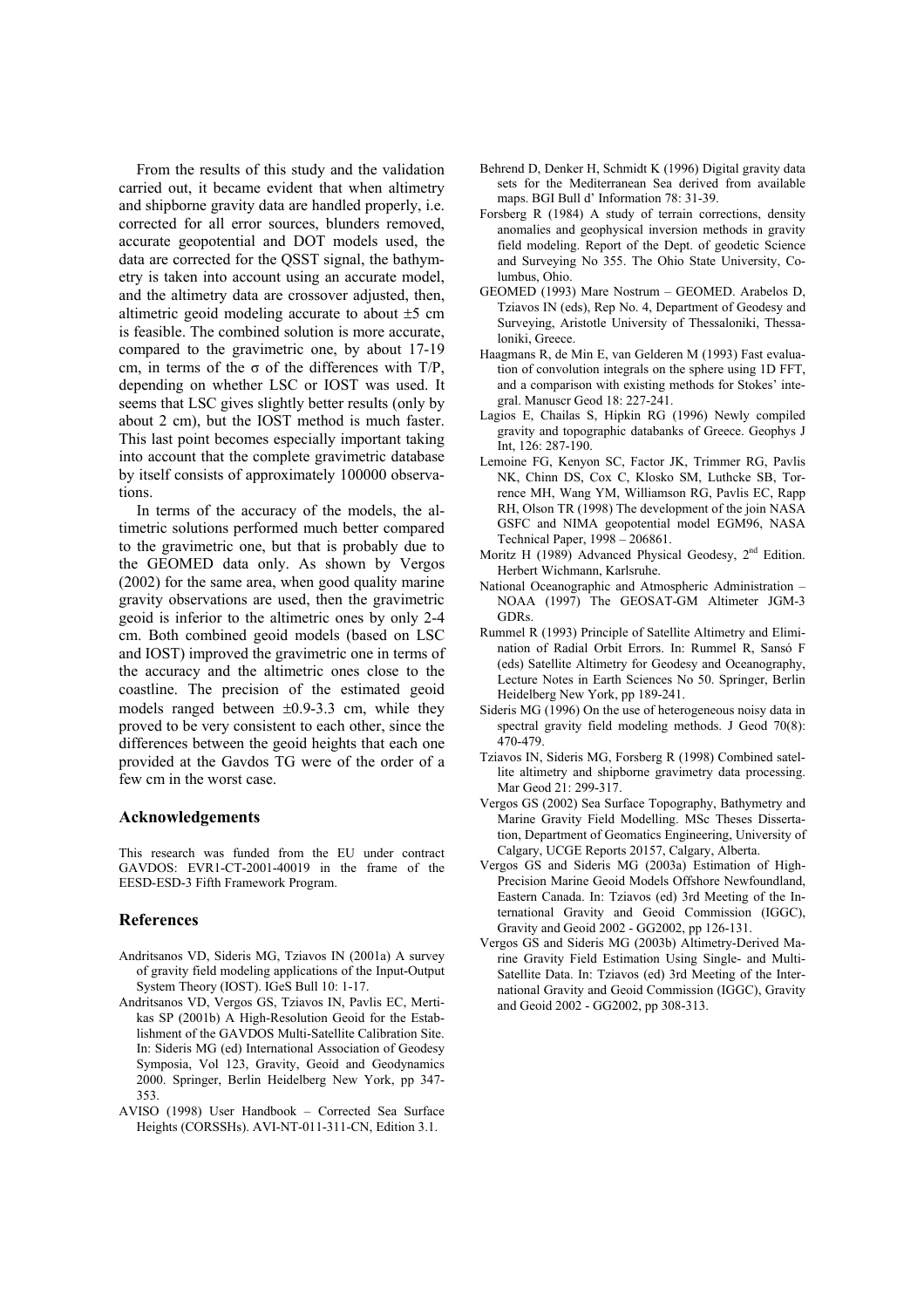From the results of this study and the validation carried out, it became evident that when altimetry and shipborne gravity data are handled properly, i.e. corrected for all error sources, blunders removed, accurate geopotential and DOT models used, the data are corrected for the QSST signal, the bathymetry is taken into account using an accurate model, and the altimetry data are crossover adjusted, then, altimetric geoid modeling accurate to about $\pm 5$ cm is feasible. The combined solution is more accurate, compared to the gravimetric one, by about 17-19 cm, in terms of the $\sigma$ of the differences with T/P, depending on whether LSC or IOST was used. It seems that LSC gives slightly better results (only by about 2 cm), but the IOST method is much faster. This last point becomes especially important taking into account that the complete gravimetric database by itself consists of approximately 100000 observations.

In terms of the accuracy of the models, the altimetric solutions performed much better compared to the gravimetric one, but that is probably due to the GEOMED data only. As shown by Vergos (2002) for the same area, when good quality marine gravity observations are used, then the gravimetric geoid is inferior to the altimetric ones by only 2-4 cm. Both combined geoid models (based on LSC and IOST) improved the gravimetric one in terms of the accuracy and the altimetric ones close to the coastline. The precision of the estimated geoid models ranged between $\pm 0.9$-3.3 cm, while they proved to be very consistent to each other, since the differences between the geoid heights that each one provided at the Gavdos TG were of the order of a few cm in the worst case.

## Acknowledgements

This research was funded from the EU under contract GAVDOS: EVR1-CT-2001-40019 in the frame of the EESD-ESD-3 Fifth Framework Program.

## References

Andritsanos VD, Sideris MG, Tziavos IN (2001a) A survey of gravity field modeling applications of the Input-Output System Theory (IOST). IGeS Bull 10: 1-17.

Andritsanos VD, Vergos GS, Tziavos IN, Pavlis EC, Mertikas SP (2001b) A High-Resolution Geoid for the Establishment of the GAVDOS Multi-Satellite Calibration Site. In: Sideris MG (ed) International Association of Geodesy Symposia, Vol 123, Gravity, Geoid and Geodynamics 2000. Springer, Berlin Heidelberg New York, pp 347-353.

AVISO (1998) User Handbook – Corrected Sea Surface Heights (CORSSHs). AVI-NT-011-311-CN, Edition 3.1.

Behrend D, Denker H, Schmidt K (1996) Digital gravity data sets for the Mediterranean Sea derived from available maps. BGI Bull d' Information 78: 31-39.

Forsberg R (1984) A study of terrain corrections, density anomalies and geophysical inversion methods in gravity field modeling. Report of the Dept. of geodetic Science and Surveying No 355. The Ohio State University, Columbus, Ohio.

GEOMED (1993) Mare Nostrum – GEOMED. Arabelos D, Tziavos IN (eds), Rep No. 4, Department of Geodesy and Surveying, Aristotle University of Thessaloniki, Thessaloniki, Greece.

Haagmans R, de Min E, van Gelderen M (1993) Fast evaluation of convolution integrals on the sphere using 1D FFT, and a comparison with existing methods for Stokes' integral. Manuscr Geod 18: 227-241.

Lagios E, Chailas S, Hipkin RG (1996) Newly compiled gravity and topographic databanks of Greece. Geophys J Int, 126: 287-190.

Lemoine FG, Kenyon SC, Factor JK, Trimmer RG, Pavlis NK, Chinn DS, Cox C, Klosko SM, Luthcke SB, Torrence MH, Wang YM, Williamson RG, Pavlis EC, Rapp RH, Olson TR (1998) The development of the join NASA GSFC and NIMA geopotential model EGM96, NASA Technical Paper, 1998 – 206861.

Moritz H (1989) Advanced Physical Geodesy, 2nd Edition. Herbert Wichmann, Karlsruhe.

National Oceanographic and Atmospheric Administration – NOAA (1997) The GEOSAT-GM Altimeter JGM-3 GDRs.

Rummel R (1993) Principle of Satellite Altimetry and Elimination of Radial Orbit Errors. In: Rummel R, Sansó F (eds) Satellite Altimetry for Geodesy and Oceanography, Lecture Notes in Earth Sciences No 50. Springer, Berlin Heidelberg New York, pp 189-241.

Sideris MG (1996) On the use of heterogeneous noisy data in spectral gravity field modeling methods. J Geod 70(8): 470-479.

Tziavos IN, Sideris MG, Forsberg R (1998) Combined satellite altimetry and shipborne gravimetry data processing. Mar Geod 21: 299-317.

Vergos GS (2002) Sea Surface Topography, Bathymetry and Marine Gravity Field Modelling. MSc Theses Dissertation, Department of Geomatics Engineering, University of Calgary, UCGE Reports 20157, Calgary, Alberta.

Vergos GS and Sideris MG (2003a) Estimation of High-Precision Marine Geoid Models Offshore Newfoundland, Eastern Canada. In: Tziavos (ed) 3rd Meeting of the International Gravity and Geoid Commission (IGGC), Gravity and Geoid 2002 - GG2002, pp 126-131.

Vergos GS and Sideris MG (2003b) Altimetry-Derived Marine Gravity Field Estimation Using Single- and Multi-Satellite Data. In: Tziavos (ed) 3rd Meeting of the International Gravity and Geoid Commission (IGGC), Gravity and Geoid 2002 - GG2002, pp 308-313.